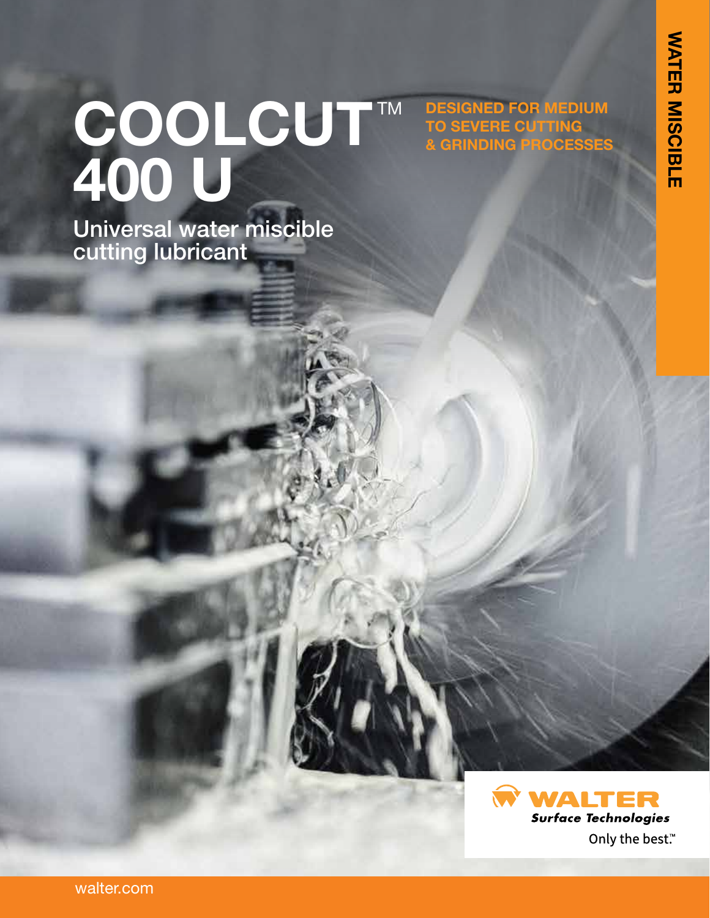# COOLCUT™ 400 U

## Universal water miscible cutting lubricant

**DESIGNED FOR MEDIUM TO SEVERE CUTTING & GRINDING PROCESSES**

**WATER MISCIBLE**

WALTER Surface Technologies

Only the best.™

walter.com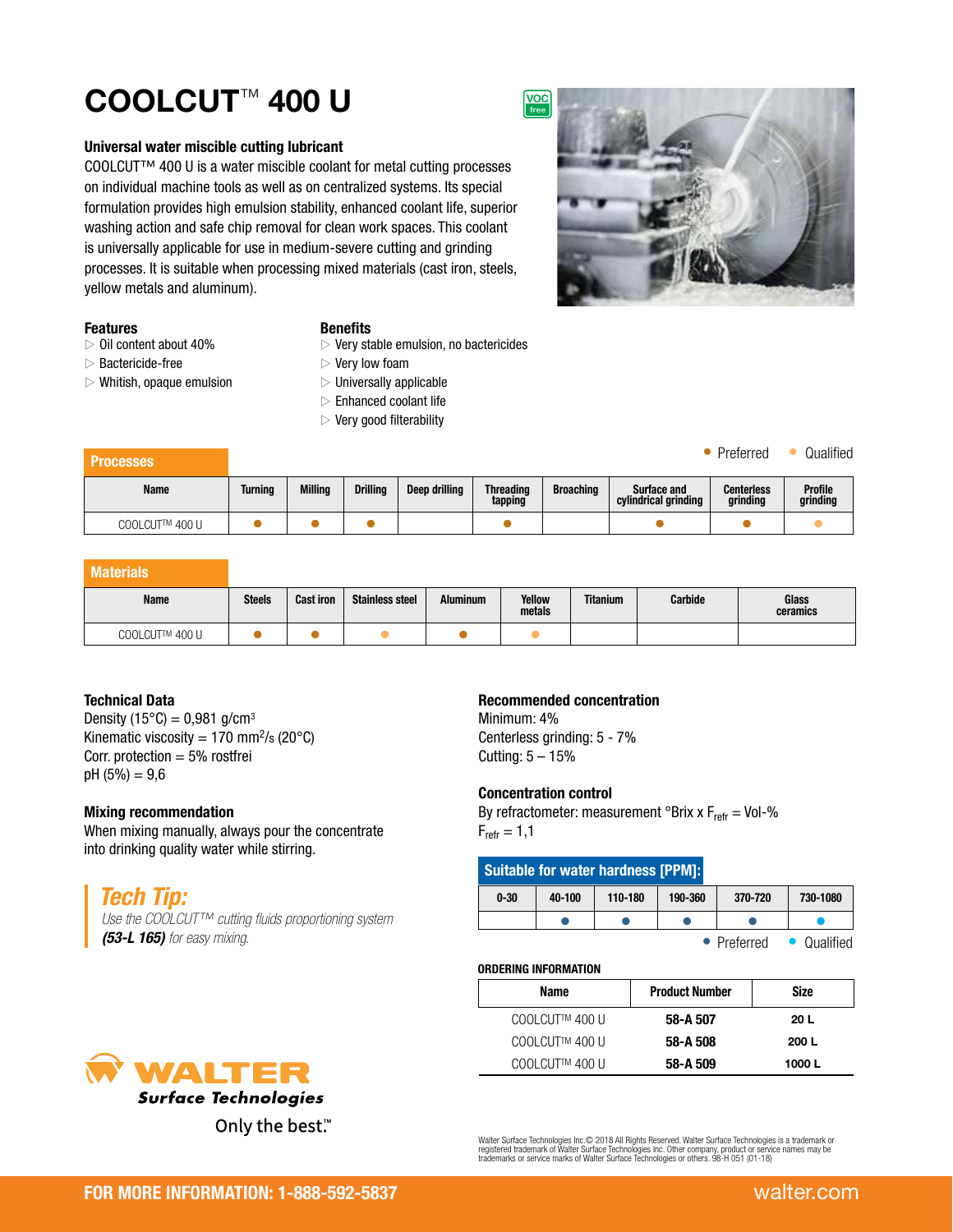# COOLCUT™ 400 U

**Universal water miscible cutting lubricant**

COOLCUT™ 400 U is a water miscible coolant for metal cutting processes on individual machine tools as well as on centralized systems. Its special formulation provides high emulsion stability, enhanced coolant life, superior washing action and safe chip removal for clean work spaces. This coolant is universally applicable for use in medium-severe cutting and grinding processes. It is suitable when processing mixed materials (cast iron, steels, yellow metals and aluminum).

VOC free

### Features

- ▷ Oil content about 40%
- ▷ Bactericide-free
- ▷ Whitish, opaque emulsion

### Benefits

- ▷ Very stable emulsion, no bactericides
- ▷ Very low foam
- ▷ Universally applicable
- ▷ Enhanced coolant life
- ▷ Very good filterability

● Preferred ● Qualified

### Processes

| Name | Turning | Milling | Drilling | Deep drilling | Threading tapping | Broaching | Surface and cylindrical grinding | Centerless grinding | Profile grinding |
|---|---|---|---|---|---|---|---|---|---|
| COOLCUT™ 400 U | ● | ● | ● | | ● | | ● | ● | ● (Qualified) |

### Materials

| Name | Steels | Cast iron | Stainless steel | Aluminum | Yellow metals | Titanium | Carbide | Glass ceramics |
|---|---|---|---|---|---|---|---|---|
| COOLCUT™ 400 U | ● | ● | ● (Qualified) | ● | ● (Qualified) | | | |

### Technical Data

Density (15°C) = 0,981 g/cm³
Kinematic viscosity = 170 mm²/s (20°C)
Corr. protection = 5% rostfrei
pH (5%) = 9,6

### Mixing recommendation

When mixing manually, always pour the concentrate into drinking quality water while stirring.

### *Tech Tip:*

*Use the COOLCUT™ cutting fluids proportioning system **(53-L 165)** for easy mixing.*

### Recommended concentration

Minimum: 4%
Centerless grinding: 5 - 7%
Cutting: 5 – 15%

### Concentration control

By refractometer: measurement °Brix x $F_{refr}$ = Vol-%
$F_{refr}$ = 1,1

### Suitable for water hardness [PPM]:

| 0-30 | 40-100 | 110-180 | 190-360 | 370-720 | 730-1080 |
|---|---|---|---|---|---|
| | ● | ● | ● | ● | ● (Qualified) |

● Preferred ● Qualified

### ORDERING INFORMATION

| Name | Product Number | Size |
|---|---|---|
| COOLCUT™ 400 U | 58-A 507 | 20 L |
| COOLCUT™ 400 U | 58-A 508 | 200 L |
| COOLCUT™ 400 U | 58-A 509 | 1000 L |

WALTER Surface Technologies
Only the best.™

Walter Surface Technologies Inc.© 2018 All Rights Reserved. Walter Surface Technologies is a trademark or registered trademark of Walter Surface Technologies Inc. Other company, product or service names may be trademarks or service marks of Walter Surface Technologies or others. 98-H 051 (01-18)

FOR MORE INFORMATION: 1-888-592-5837 walter.com